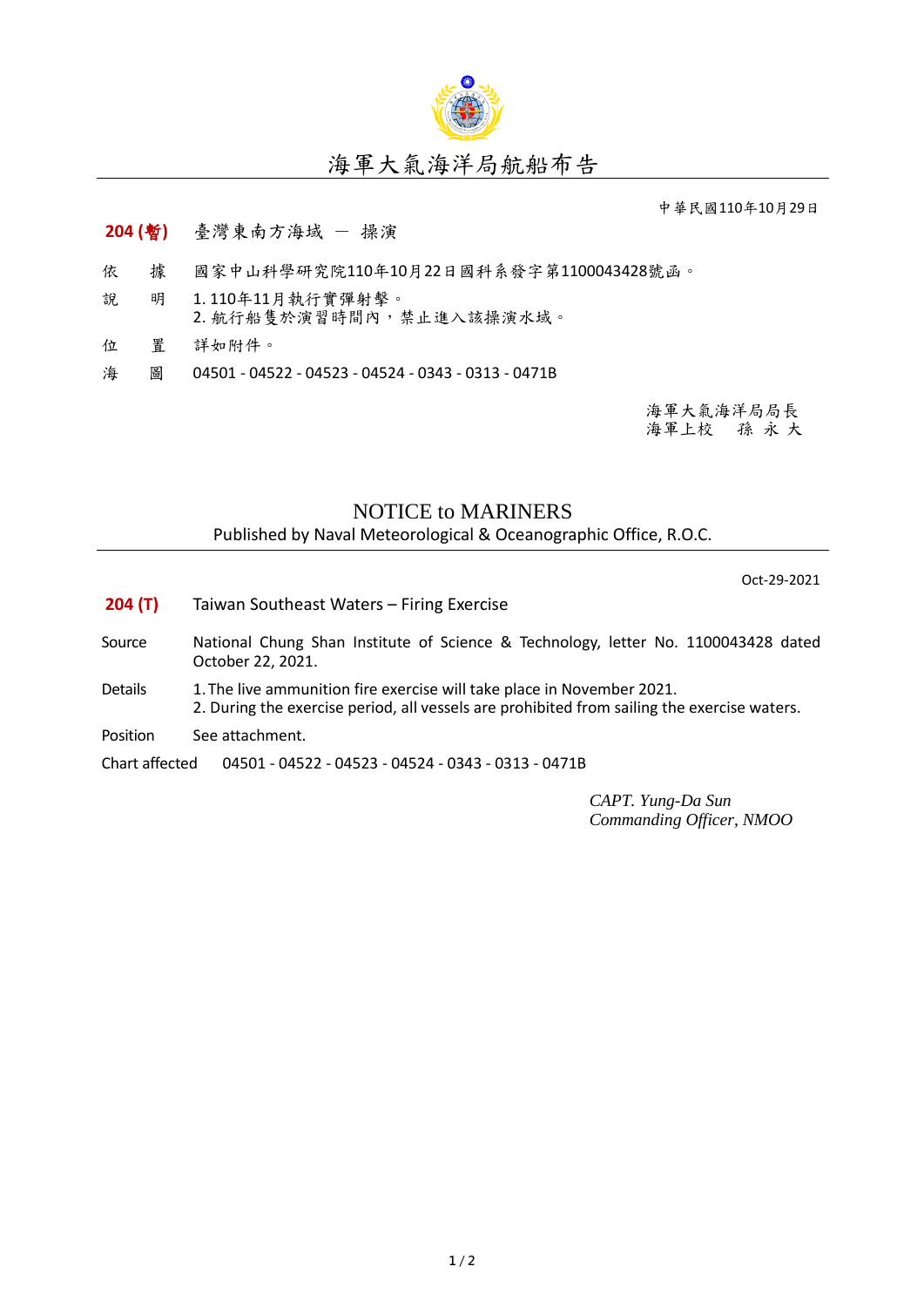# 海軍大氣海洋局航船布告

中華民國110年10月29日

**204 (暫)** 臺灣東南方海域 － 操演

依　據　國家中山科學研究院110年10月22日國科系發字第1100043428號函。

說　明　1. 110年11月執行實彈射擊。
2. 航行船隻於演習時間內，禁止進入該操演水域。

位　置　詳如附件。

海　圖　04501 - 04522 - 04523 - 04524 - 0343 - 0313 - 0471B

海軍大氣海洋局局長
海軍上校　孫 永 大

## NOTICE to MARINERS

Published by Naval Meteorological & Oceanographic Office, R.O.C.

Oct-29-2021

**204 (T)** Taiwan Southeast Waters – Firing Exercise

Source　National Chung Shan Institute of Science & Technology, letter No. 1100043428 dated October 22, 2021.

Details　1. The live ammunition fire exercise will take place in November 2021.
2. During the exercise period, all vessels are prohibited from sailing the exercise waters.

Position　See attachment.

Chart affected　04501 - 04522 - 04523 - 04524 - 0343 - 0313 - 0471B

*CAPT. Yung-Da Sun*
*Commanding Officer, NMOO*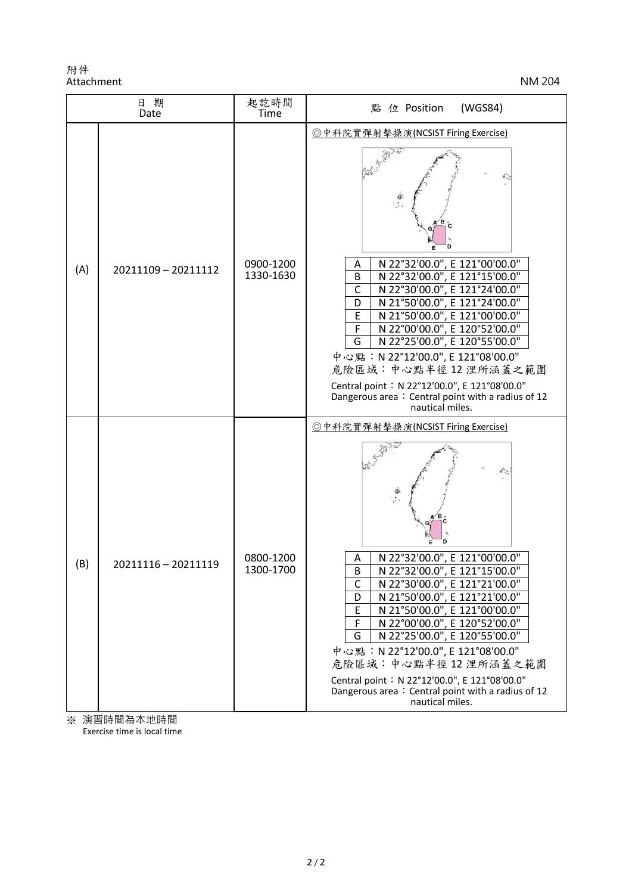附件
Attachment

NM 204

| 日 期 Date | | 起訖時間 Time | 點 位 Position (WGS84) |
|---|---|---|---|
| (A) | 20211109 – 20211112 | 0900-1200<br>1330-1630 | ◎中科院實彈射擊操演(NCSIST Firing Exercise)<br>A N 22°32'00.0", E 121°00'00.0"<br>B N 22°32'00.0", E 121°15'00.0"<br>C N 22°30'00.0", E 121°24'00.0"<br>D N 21°50'00.0", E 121°24'00.0"<br>E N 21°50'00.0", E 121°00'00.0"<br>F N 22°00'00.0", E 120°52'00.0"<br>G N 22°25'00.0", E 120°55'00.0"<br>中心點：N 22°12'00.0", E 121°08'00.0"<br>危險區域：中心點半徑 12 浬所涵蓋之範圍<br>Central point：N 22°12'00.0", E 121°08'00.0"<br>Dangerous area：Central point with a radius of 12 nautical miles. |
| (B) | 20211116 – 20211119 | 0800-1200<br>1300-1700 | ◎中科院實彈射擊操演(NCSIST Firing Exercise)<br>A N 22°32'00.0", E 121°00'00.0"<br>B N 22°32'00.0", E 121°15'00.0"<br>C N 22°30'00.0", E 121°21'00.0"<br>D N 21°50'00.0", E 121°21'00.0"<br>E N 21°50'00.0", E 121°00'00.0"<br>F N 22°00'00.0", E 120°52'00.0"<br>G N 22°25'00.0", E 120°55'00.0"<br>中心點：N 22°12'00.0", E 121°08'00.0"<br>危險區域：中心點半徑 12 浬所涵蓋之範圍<br>Central point：N 22°12'00.0", E 121°08'00.0"<br>Dangerous area：Central point with a radius of 12 nautical miles. |

※ 演習時間為本地時間
Exercise time is local time